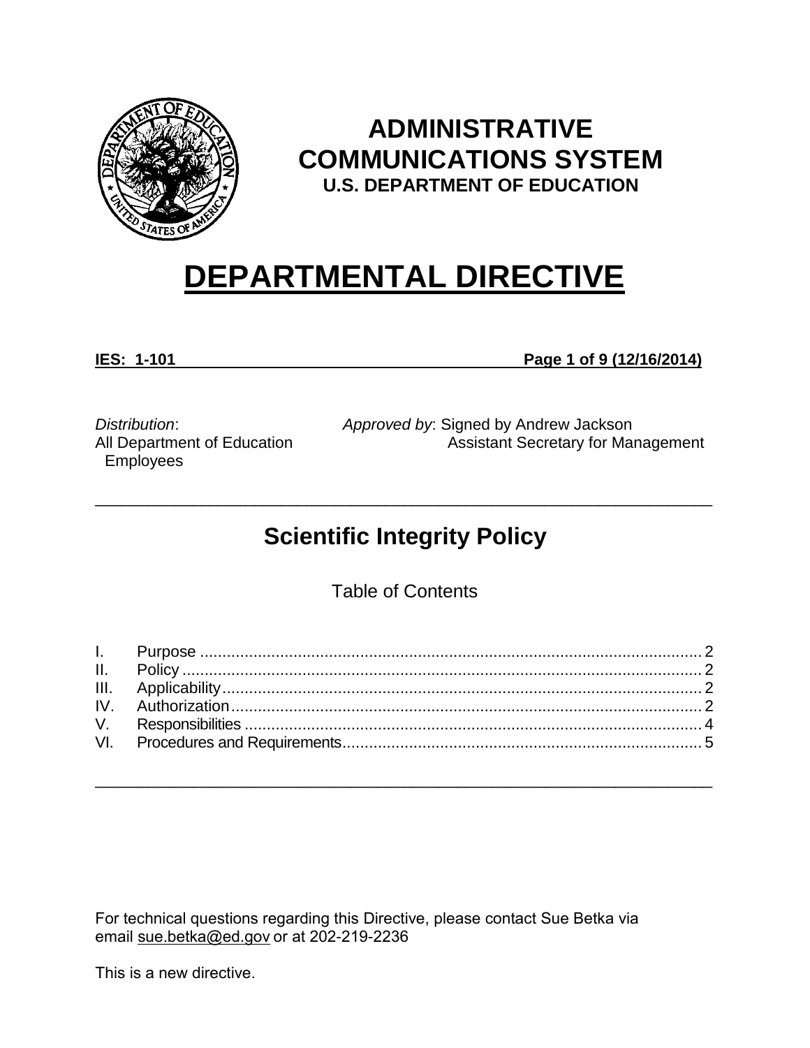# ADMINISTRATIVE COMMUNICATIONS SYSTEM

**U.S. DEPARTMENT OF EDUCATION**

# DEPARTMENTAL DIRECTIVE

**IES: 1-101** **Page 1 of 9 (12/16/2014)**

*Distribution*:
All Department of Education Employees

*Approved by*: Signed by Andrew Jackson
Assistant Secretary for Management

---

## Scientific Integrity Policy

Table of Contents

| | | |
|---|---|---|
| I. | Purpose | 2 |
| II. | Policy | 2 |
| III. | Applicability | 2 |
| IV. | Authorization | 2 |
| V. | Responsibilities | 4 |
| VI. | Procedures and Requirements | 5 |

---

For technical questions regarding this Directive, please contact Sue Betka via email sue.betka@ed.gov or at 202-219-2236

This is a new directive.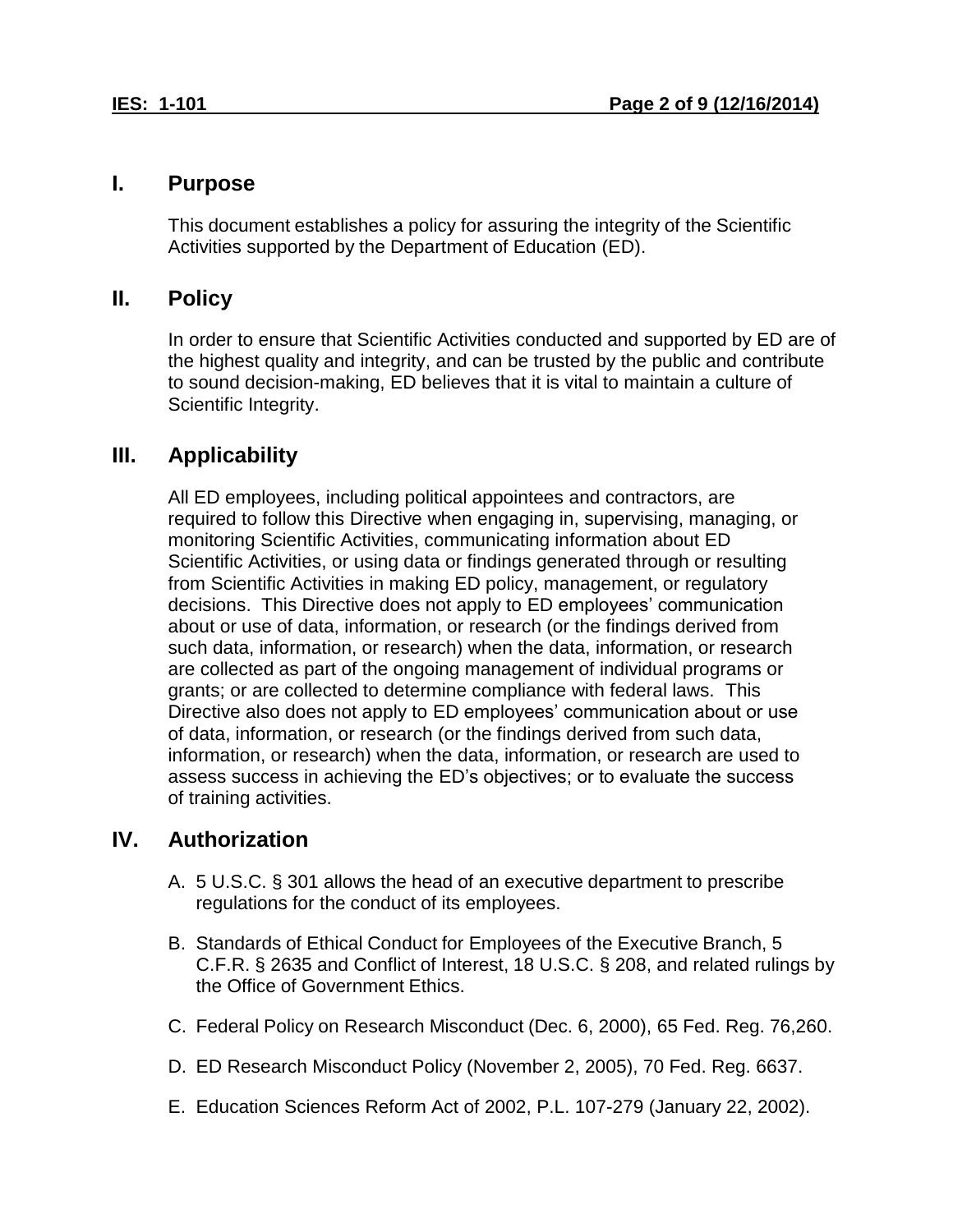## I. Purpose

This document establishes a policy for assuring the integrity of the Scientific Activities supported by the Department of Education (ED).

## II. Policy

In order to ensure that Scientific Activities conducted and supported by ED are of the highest quality and integrity, and can be trusted by the public and contribute to sound decision-making, ED believes that it is vital to maintain a culture of Scientific Integrity.

## III. Applicability

All ED employees, including political appointees and contractors, are required to follow this Directive when engaging in, supervising, managing, or monitoring Scientific Activities, communicating information about ED Scientific Activities, or using data or findings generated through or resulting from Scientific Activities in making ED policy, management, or regulatory decisions. This Directive does not apply to ED employees' communication about or use of data, information, or research (or the findings derived from such data, information, or research) when the data, information, or research are collected as part of the ongoing management of individual programs or grants; or are collected to determine compliance with federal laws. This Directive also does not apply to ED employees' communication about or use of data, information, or research (or the findings derived from such data, information, or research) when the data, information, or research are used to assess success in achieving the ED's objectives; or to evaluate the success of training activities.

## IV. Authorization

A. 5 U.S.C. § 301 allows the head of an executive department to prescribe regulations for the conduct of its employees.

B. Standards of Ethical Conduct for Employees of the Executive Branch, 5 C.F.R. § 2635 and Conflict of Interest, 18 U.S.C. § 208, and related rulings by the Office of Government Ethics.

C. Federal Policy on Research Misconduct (Dec. 6, 2000), 65 Fed. Reg. 76,260.

D. ED Research Misconduct Policy (November 2, 2005), 70 Fed. Reg. 6637.

E. Education Sciences Reform Act of 2002, P.L. 107-279 (January 22, 2002).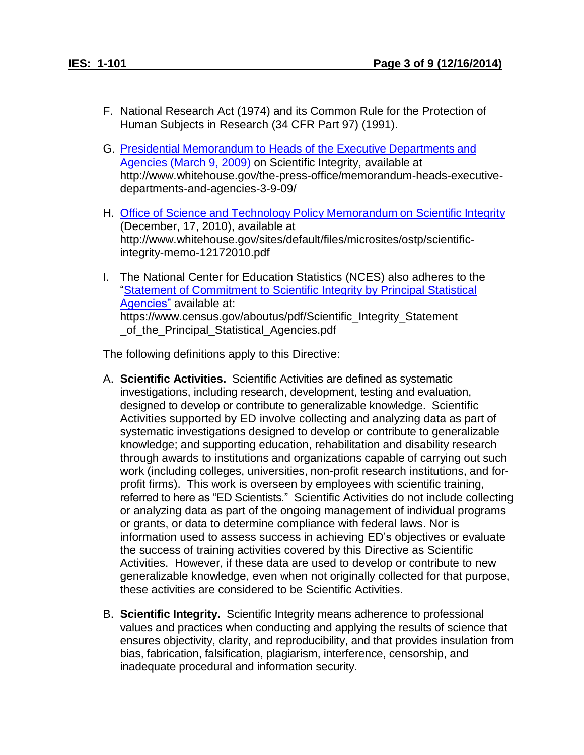F. National Research Act (1974) and its Common Rule for the Protection of Human Subjects in Research (34 CFR Part 97) (1991).

G. [Presidential Memorandum to Heads of the Executive Departments and Agencies (March 9, 2009)](http://www.whitehouse.gov/the-press-office/memorandum-heads-executive-departments-and-agencies-3-9-09/) on Scientific Integrity, available at http://www.whitehouse.gov/the-press-office/memorandum-heads-executive-departments-and-agencies-3-9-09/

H. [Office of Science and Technology Policy Memorandum on Scientific Integrity](http://www.whitehouse.gov/sites/default/files/microsites/ostp/scientific-integrity-memo-12172010.pdf) (December, 17, 2010), available at http://www.whitehouse.gov/sites/default/files/microsites/ostp/scientific-integrity-memo-12172010.pdf

I. The National Center for Education Statistics (NCES) also adheres to the "[Statement of Commitment to Scientific Integrity by Principal Statistical Agencies"](https://www.census.gov/aboutus/pdf/Scientific_Integrity_Statement_of_the_Principal_Statistical_Agencies.pdf) available at: https://www.census.gov/aboutus/pdf/Scientific_Integrity_Statement_of_the_Principal_Statistical_Agencies.pdf

The following definitions apply to this Directive:

A. **Scientific Activities.** Scientific Activities are defined as systematic investigations, including research, development, testing and evaluation, designed to develop or contribute to generalizable knowledge. Scientific Activities supported by ED involve collecting and analyzing data as part of systematic investigations designed to develop or contribute to generalizable knowledge; and supporting education, rehabilitation and disability research through awards to institutions and organizations capable of carrying out such work (including colleges, universities, non-profit research institutions, and for-profit firms). This work is overseen by employees with scientific training, referred to here as "ED Scientists." Scientific Activities do not include collecting or analyzing data as part of the ongoing management of individual programs or grants, or data to determine compliance with federal laws. Nor is information used to assess success in achieving ED's objectives or evaluate the success of training activities covered by this Directive as Scientific Activities. However, if these data are used to develop or contribute to new generalizable knowledge, even when not originally collected for that purpose, these activities are considered to be Scientific Activities.

B. **Scientific Integrity.** Scientific Integrity means adherence to professional values and practices when conducting and applying the results of science that ensures objectivity, clarity, and reproducibility, and that provides insulation from bias, fabrication, falsification, plagiarism, interference, censorship, and inadequate procedural and information security.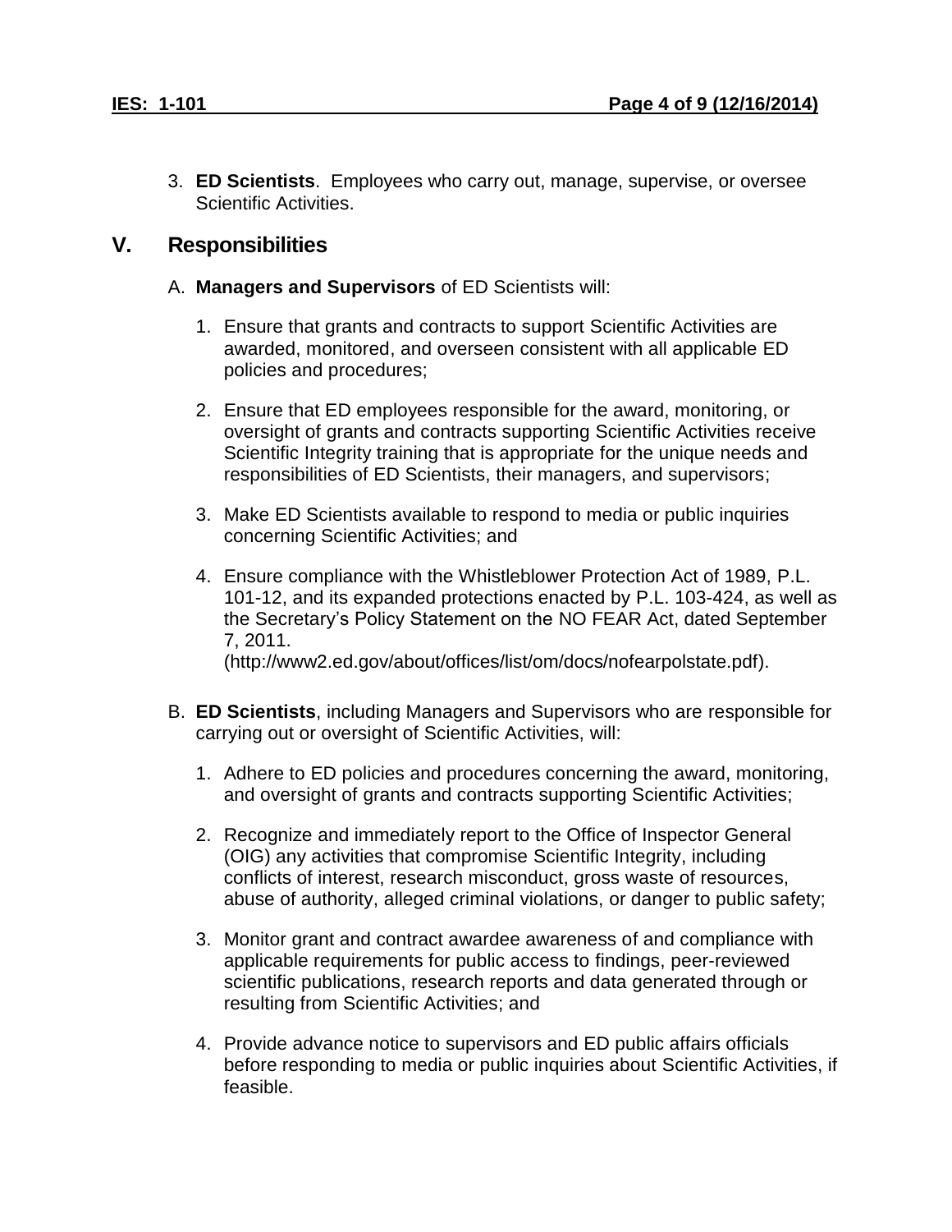3. **ED Scientists**. Employees who carry out, manage, supervise, or oversee Scientific Activities.

## V. Responsibilities

A. **Managers and Supervisors** of ED Scientists will:

1. Ensure that grants and contracts to support Scientific Activities are awarded, monitored, and overseen consistent with all applicable ED policies and procedures;

2. Ensure that ED employees responsible for the award, monitoring, or oversight of grants and contracts supporting Scientific Activities receive Scientific Integrity training that is appropriate for the unique needs and responsibilities of ED Scientists, their managers, and supervisors;

3. Make ED Scientists available to respond to media or public inquiries concerning Scientific Activities; and

4. Ensure compliance with the Whistleblower Protection Act of 1989, P.L. 101-12, and its expanded protections enacted by P.L. 103-424, as well as the Secretary's Policy Statement on the NO FEAR Act, dated September 7, 2011. (http://www2.ed.gov/about/offices/list/om/docs/nofearpolstate.pdf).

B. **ED Scientists**, including Managers and Supervisors who are responsible for carrying out or oversight of Scientific Activities, will:

1. Adhere to ED policies and procedures concerning the award, monitoring, and oversight of grants and contracts supporting Scientific Activities;

2. Recognize and immediately report to the Office of Inspector General (OIG) any activities that compromise Scientific Integrity, including conflicts of interest, research misconduct, gross waste of resources, abuse of authority, alleged criminal violations, or danger to public safety;

3. Monitor grant and contract awardee awareness of and compliance with applicable requirements for public access to findings, peer-reviewed scientific publications, research reports and data generated through or resulting from Scientific Activities; and

4. Provide advance notice to supervisors and ED public affairs officials before responding to media or public inquiries about Scientific Activities, if feasible.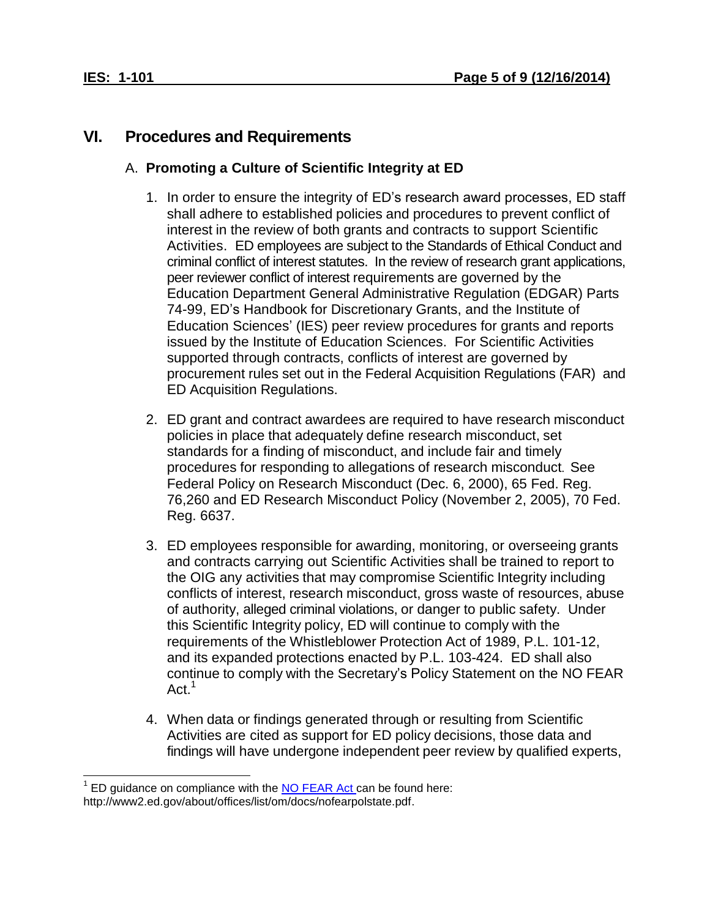## VI. Procedures and Requirements

### A. Promoting a Culture of Scientific Integrity at ED

1. In order to ensure the integrity of ED's research award processes, ED staff shall adhere to established policies and procedures to prevent conflict of interest in the review of both grants and contracts to support Scientific Activities. ED employees are subject to the Standards of Ethical Conduct and criminal conflict of interest statutes. In the review of research grant applications, peer reviewer conflict of interest requirements are governed by the Education Department General Administrative Regulation (EDGAR) Parts 74-99, ED's Handbook for Discretionary Grants, and the Institute of Education Sciences' (IES) peer review procedures for grants and reports issued by the Institute of Education Sciences. For Scientific Activities supported through contracts, conflicts of interest are governed by procurement rules set out in the Federal Acquisition Regulations (FAR) and ED Acquisition Regulations.

2. ED grant and contract awardees are required to have research misconduct policies in place that adequately define research misconduct, set standards for a finding of misconduct, and include fair and timely procedures for responding to allegations of research misconduct. See Federal Policy on Research Misconduct (Dec. 6, 2000), 65 Fed. Reg. 76,260 and ED Research Misconduct Policy (November 2, 2005), 70 Fed. Reg. 6637.

3. ED employees responsible for awarding, monitoring, or overseeing grants and contracts carrying out Scientific Activities shall be trained to report to the OIG any activities that may compromise Scientific Integrity including conflicts of interest, research misconduct, gross waste of resources, abuse of authority, alleged criminal violations, or danger to public safety. Under this Scientific Integrity policy, ED will continue to comply with the requirements of the Whistleblower Protection Act of 1989, P.L. 101-12, and its expanded protections enacted by P.L. 103-424. ED shall also continue to comply with the Secretary's Policy Statement on the NO FEAR Act.[1]

4. When data or findings generated through or resulting from Scientific Activities are cited as support for ED policy decisions, those data and findings will have undergone independent peer review by qualified experts,

---

[1] ED guidance on compliance with the NO FEAR Act can be found here: http://www2.ed.gov/about/offices/list/om/docs/nofearpolstate.pdf.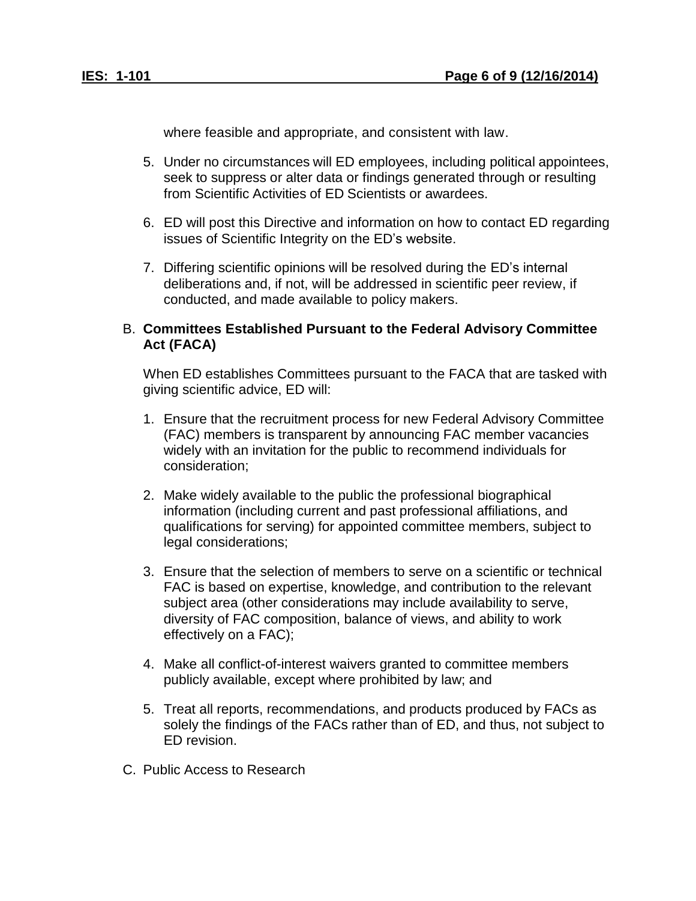where feasible and appropriate, and consistent with law.

5. Under no circumstances will ED employees, including political appointees, seek to suppress or alter data or findings generated through or resulting from Scientific Activities of ED Scientists or awardees.

6. ED will post this Directive and information on how to contact ED regarding issues of Scientific Integrity on the ED's website.

7. Differing scientific opinions will be resolved during the ED's internal deliberations and, if not, will be addressed in scientific peer review, if conducted, and made available to policy makers.

B. **Committees Established Pursuant to the Federal Advisory Committee Act (FACA)**

When ED establishes Committees pursuant to the FACA that are tasked with giving scientific advice, ED will:

1. Ensure that the recruitment process for new Federal Advisory Committee (FAC) members is transparent by announcing FAC member vacancies widely with an invitation for the public to recommend individuals for consideration;

2. Make widely available to the public the professional biographical information (including current and past professional affiliations, and qualifications for serving) for appointed committee members, subject to legal considerations;

3. Ensure that the selection of members to serve on a scientific or technical FAC is based on expertise, knowledge, and contribution to the relevant subject area (other considerations may include availability to serve, diversity of FAC composition, balance of views, and ability to work effectively on a FAC);

4. Make all conflict-of-interest waivers granted to committee members publicly available, except where prohibited by law; and

5. Treat all reports, recommendations, and products produced by FACs as solely the findings of the FACs rather than of ED, and thus, not subject to ED revision.

C. Public Access to Research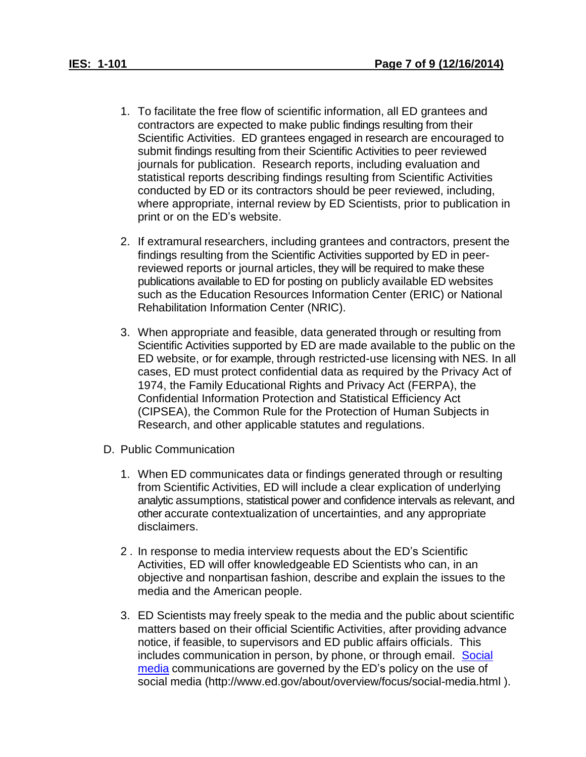1. To facilitate the free flow of scientific information, all ED grantees and contractors are expected to make public findings resulting from their Scientific Activities. ED grantees engaged in research are encouraged to submit findings resulting from their Scientific Activities to peer reviewed journals for publication. Research reports, including evaluation and statistical reports describing findings resulting from Scientific Activities conducted by ED or its contractors should be peer reviewed, including, where appropriate, internal review by ED Scientists, prior to publication in print or on the ED's website.

2. If extramural researchers, including grantees and contractors, present the findings resulting from the Scientific Activities supported by ED in peer-reviewed reports or journal articles, they will be required to make these publications available to ED for posting on publicly available ED websites such as the Education Resources Information Center (ERIC) or National Rehabilitation Information Center (NRIC).

3. When appropriate and feasible, data generated through or resulting from Scientific Activities supported by ED are made available to the public on the ED website, or for example, through restricted-use licensing with NES. In all cases, ED must protect confidential data as required by the Privacy Act of 1974, the Family Educational Rights and Privacy Act (FERPA), the Confidential Information Protection and Statistical Efficiency Act (CIPSEA), the Common Rule for the Protection of Human Subjects in Research, and other applicable statutes and regulations.

D. Public Communication

1. When ED communicates data or findings generated through or resulting from Scientific Activities, ED will include a clear explication of underlying analytic assumptions, statistical power and confidence intervals as relevant, and other accurate contextualization of uncertainties, and any appropriate disclaimers.

2. In response to media interview requests about the ED's Scientific Activities, ED will offer knowledgeable ED Scientists who can, in an objective and nonpartisan fashion, describe and explain the issues to the media and the American people.

3. ED Scientists may freely speak to the media and the public about scientific matters based on their official Scientific Activities, after providing advance notice, if feasible, to supervisors and ED public affairs officials. This includes communication in person, by phone, or through email. Social media communications are governed by the ED's policy on the use of social media (http://www.ed.gov/about/overview/focus/social-media.html ).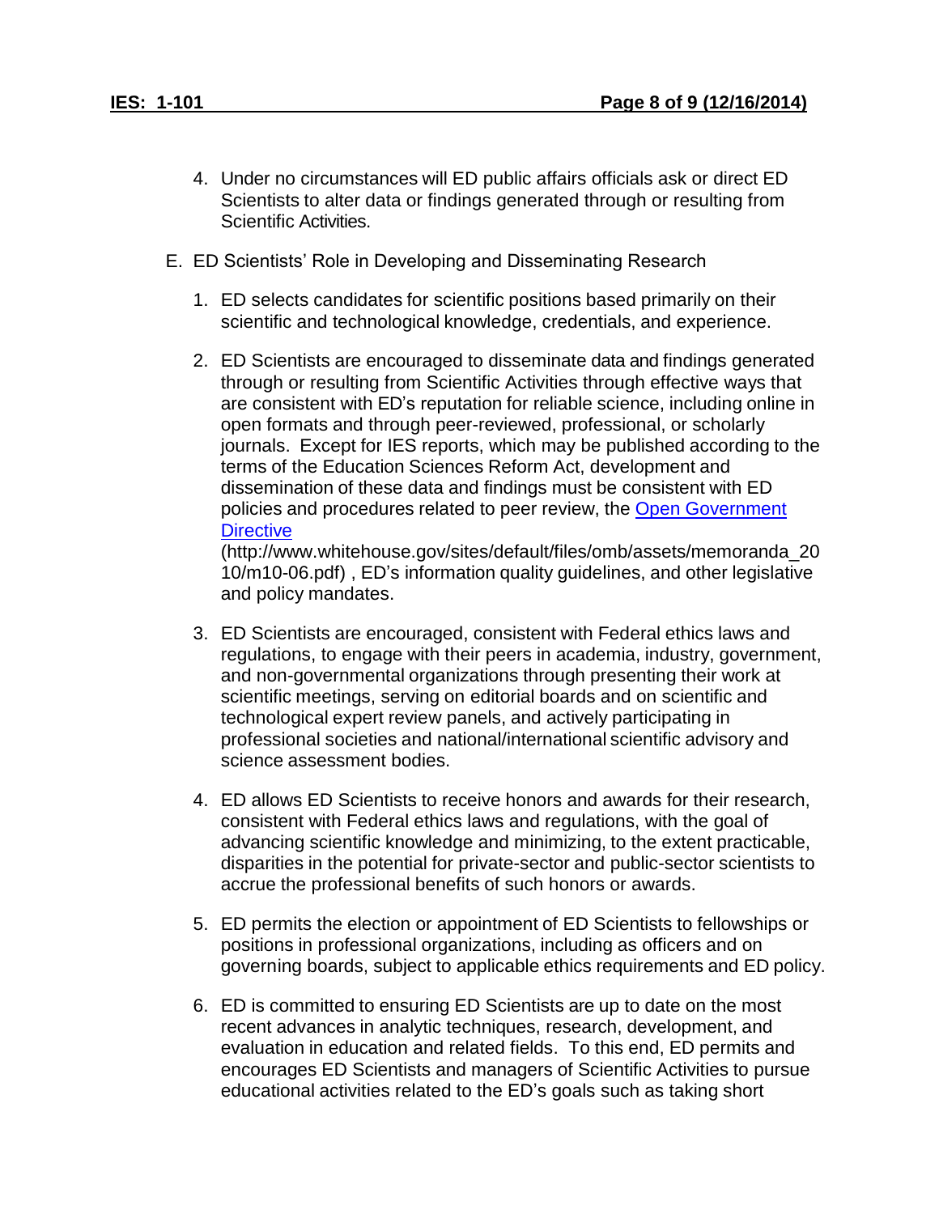4. Under no circumstances will ED public affairs officials ask or direct ED Scientists to alter data or findings generated through or resulting from Scientific Activities.

E. ED Scientists' Role in Developing and Disseminating Research

1. ED selects candidates for scientific positions based primarily on their scientific and technological knowledge, credentials, and experience.

2. ED Scientists are encouraged to disseminate data and findings generated through or resulting from Scientific Activities through effective ways that are consistent with ED's reputation for reliable science, including online in open formats and through peer-reviewed, professional, or scholarly journals. Except for IES reports, which may be published according to the terms of the Education Sciences Reform Act, development and dissemination of these data and findings must be consistent with ED policies and procedures related to peer review, the [Open Government Directive](http://www.whitehouse.gov/sites/default/files/omb/assets/memoranda_2010/m10-06.pdf) (http://www.whitehouse.gov/sites/default/files/omb/assets/memoranda_2010/m10-06.pdf) , ED's information quality guidelines, and other legislative and policy mandates.

3. ED Scientists are encouraged, consistent with Federal ethics laws and regulations, to engage with their peers in academia, industry, government, and non-governmental organizations through presenting their work at scientific meetings, serving on editorial boards and on scientific and technological expert review panels, and actively participating in professional societies and national/international scientific advisory and science assessment bodies.

4. ED allows ED Scientists to receive honors and awards for their research, consistent with Federal ethics laws and regulations, with the goal of advancing scientific knowledge and minimizing, to the extent practicable, disparities in the potential for private-sector and public-sector scientists to accrue the professional benefits of such honors or awards.

5. ED permits the election or appointment of ED Scientists to fellowships or positions in professional organizations, including as officers and on governing boards, subject to applicable ethics requirements and ED policy.

6. ED is committed to ensuring ED Scientists are up to date on the most recent advances in analytic techniques, research, development, and evaluation in education and related fields. To this end, ED permits and encourages ED Scientists and managers of Scientific Activities to pursue educational activities related to the ED's goals such as taking short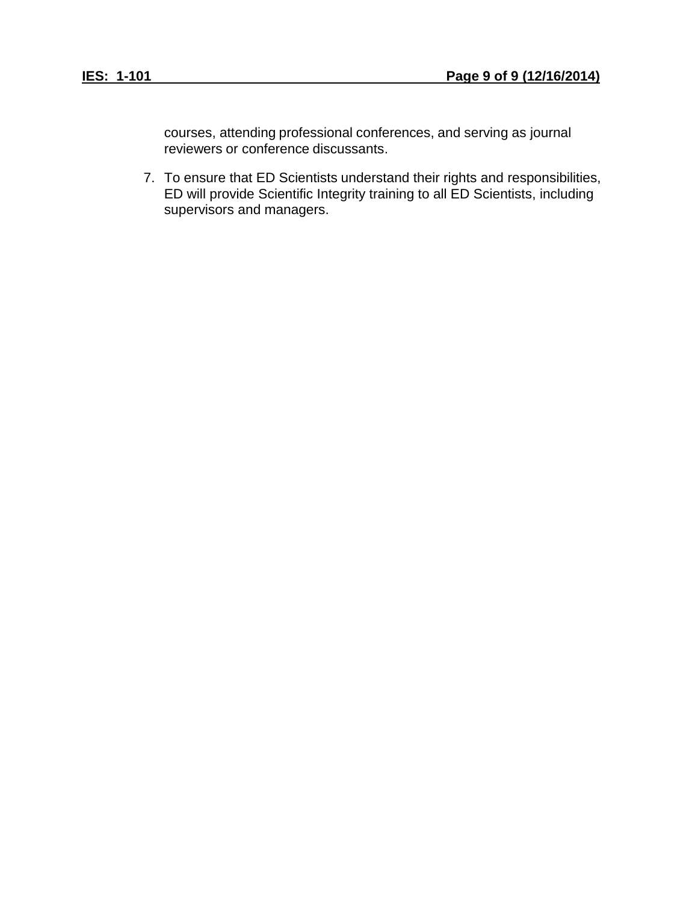courses, attending professional conferences, and serving as journal reviewers or conference discussants.

7. To ensure that ED Scientists understand their rights and responsibilities, ED will provide Scientific Integrity training to all ED Scientists, including supervisors and managers.